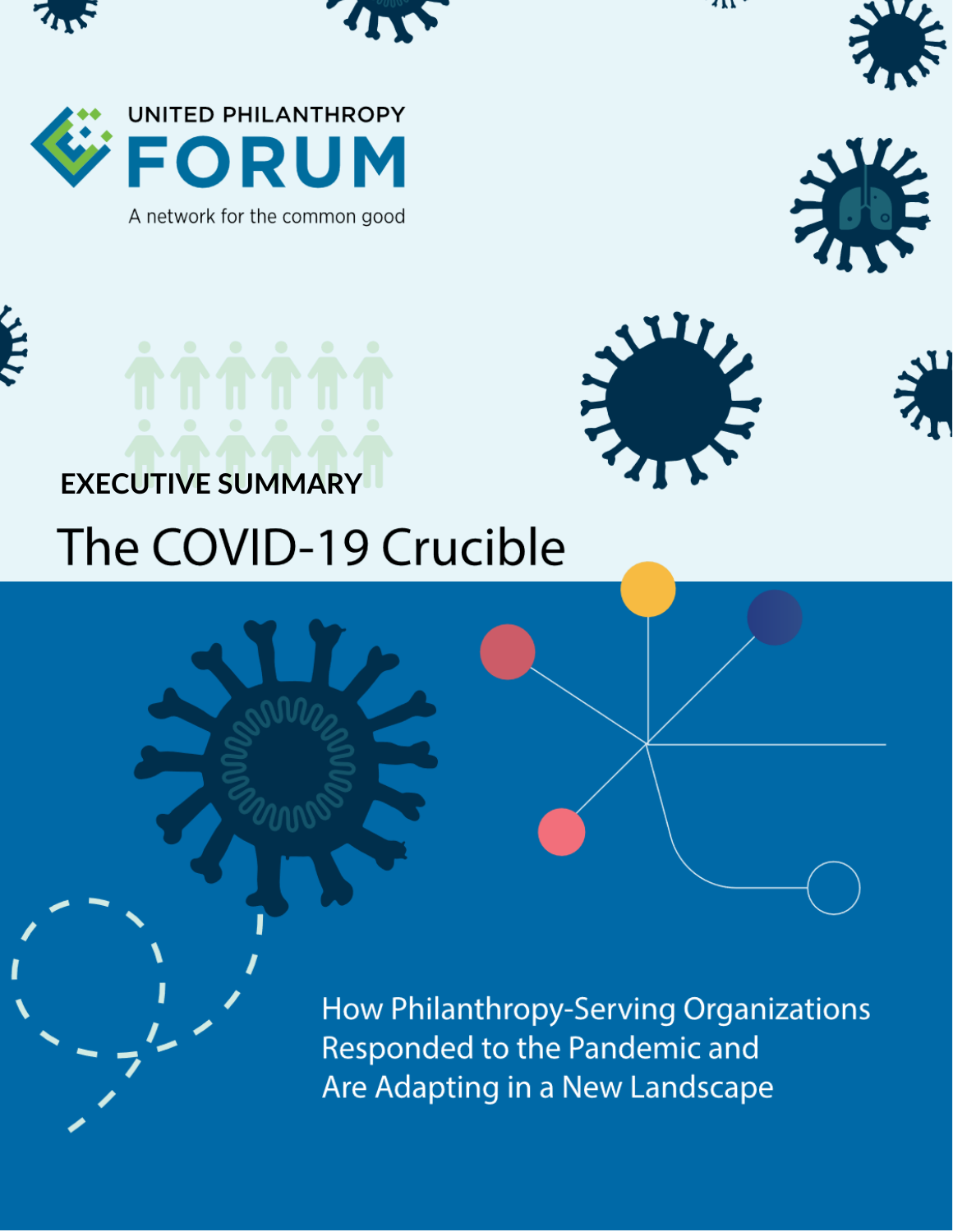UNITED PHILANTHROPY

# FORUM

A network for the common good

**EXECUTIVE SUMMARY**

# The COVID-19 Crucible

## How Philanthropy-Serving Organizations Responded to the Pandemic and Are Adapting in a New Landscape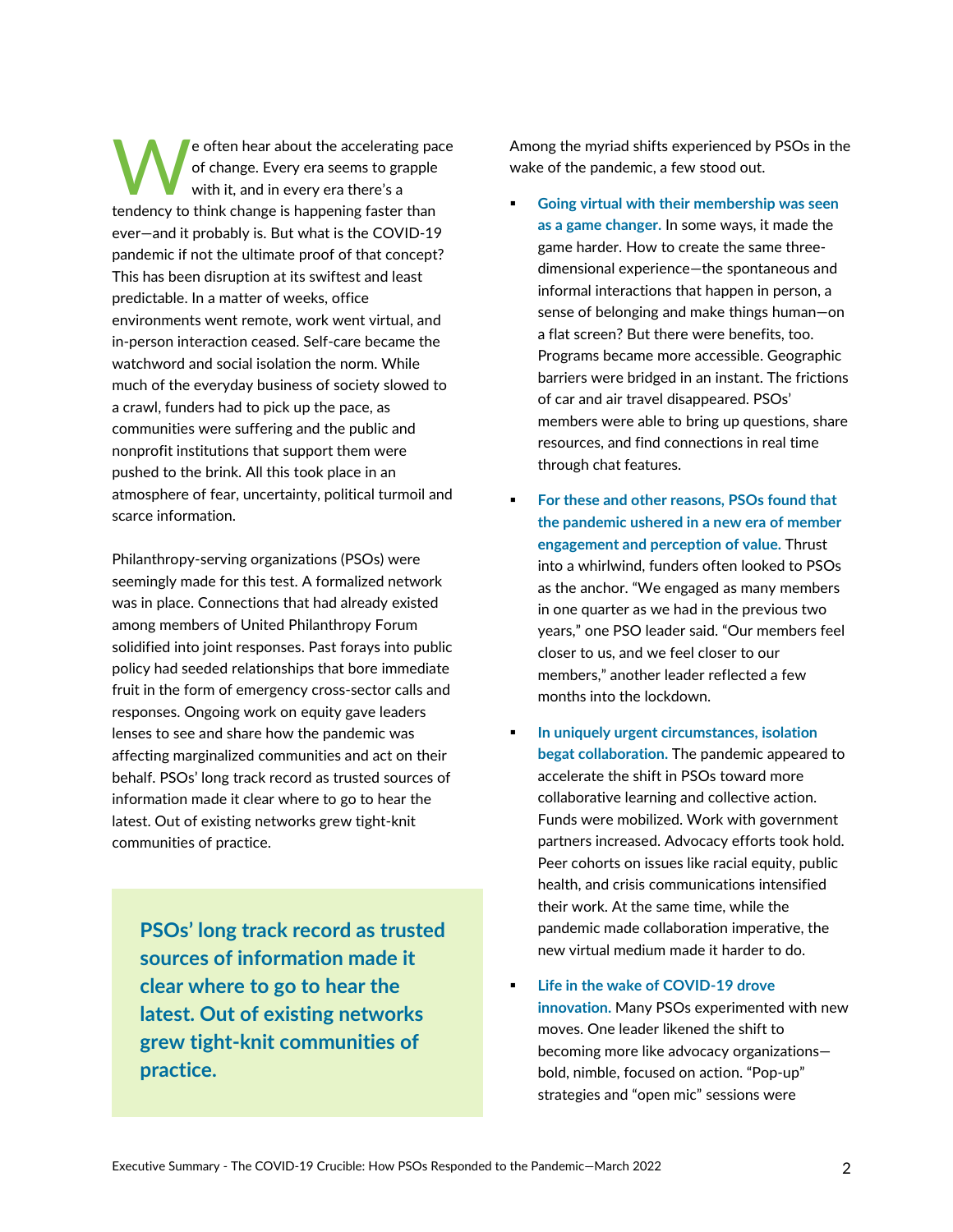We often hear about the accelerating pace of change. Every era seems to grapple with it, and in every era there's a tendency to think change is happening faster than ever—and it probably is. But what is the COVID-19 pandemic if not the ultimate proof of that concept? This has been disruption at its swiftest and least predictable. In a matter of weeks, office environments went remote, work went virtual, and in-person interaction ceased. Self-care became the watchword and social isolation the norm. While much of the everyday business of society slowed to a crawl, funders had to pick up the pace, as communities were suffering and the public and nonprofit institutions that support them were pushed to the brink. All this took place in an atmosphere of fear, uncertainty, political turmoil and scarce information.

Philanthropy-serving organizations (PSOs) were seemingly made for this test. A formalized network was in place. Connections that had already existed among members of United Philanthropy Forum solidified into joint responses. Past forays into public policy had seeded relationships that bore immediate fruit in the form of emergency cross-sector calls and responses. Ongoing work on equity gave leaders lenses to see and share how the pandemic was affecting marginalized communities and act on their behalf. PSOs' long track record as trusted sources of information made it clear where to go to hear the latest. Out of existing networks grew tight-knit communities of practice.

> **PSOs' long track record as trusted sources of information made it clear where to go to hear the latest. Out of existing networks grew tight-knit communities of practice.**

Among the myriad shifts experienced by PSOs in the wake of the pandemic, a few stood out.

- **Going virtual with their membership was seen as a game changer.** In some ways, it made the game harder. How to create the same three-dimensional experience—the spontaneous and informal interactions that happen in person, a sense of belonging and make things human—on a flat screen? But there were benefits, too. Programs became more accessible. Geographic barriers were bridged in an instant. The frictions of car and air travel disappeared. PSOs' members were able to bring up questions, share resources, and find connections in real time through chat features.
- **For these and other reasons, PSOs found that the pandemic ushered in a new era of member engagement and perception of value.** Thrust into a whirlwind, funders often looked to PSOs as the anchor. "We engaged as many members in one quarter as we had in the previous two years," one PSO leader said. "Our members feel closer to us, and we feel closer to our members," another leader reflected a few months into the lockdown.
- **In uniquely urgent circumstances, isolation begat collaboration.** The pandemic appeared to accelerate the shift in PSOs toward more collaborative learning and collective action. Funds were mobilized. Work with government partners increased. Advocacy efforts took hold. Peer cohorts on issues like racial equity, public health, and crisis communications intensified their work. At the same time, while the pandemic made collaboration imperative, the new virtual medium made it harder to do.
- **Life in the wake of COVID-19 drove innovation.** Many PSOs experimented with new moves. One leader likened the shift to becoming more like advocacy organizations—bold, nimble, focused on action. "Pop-up" strategies and "open mic" sessions were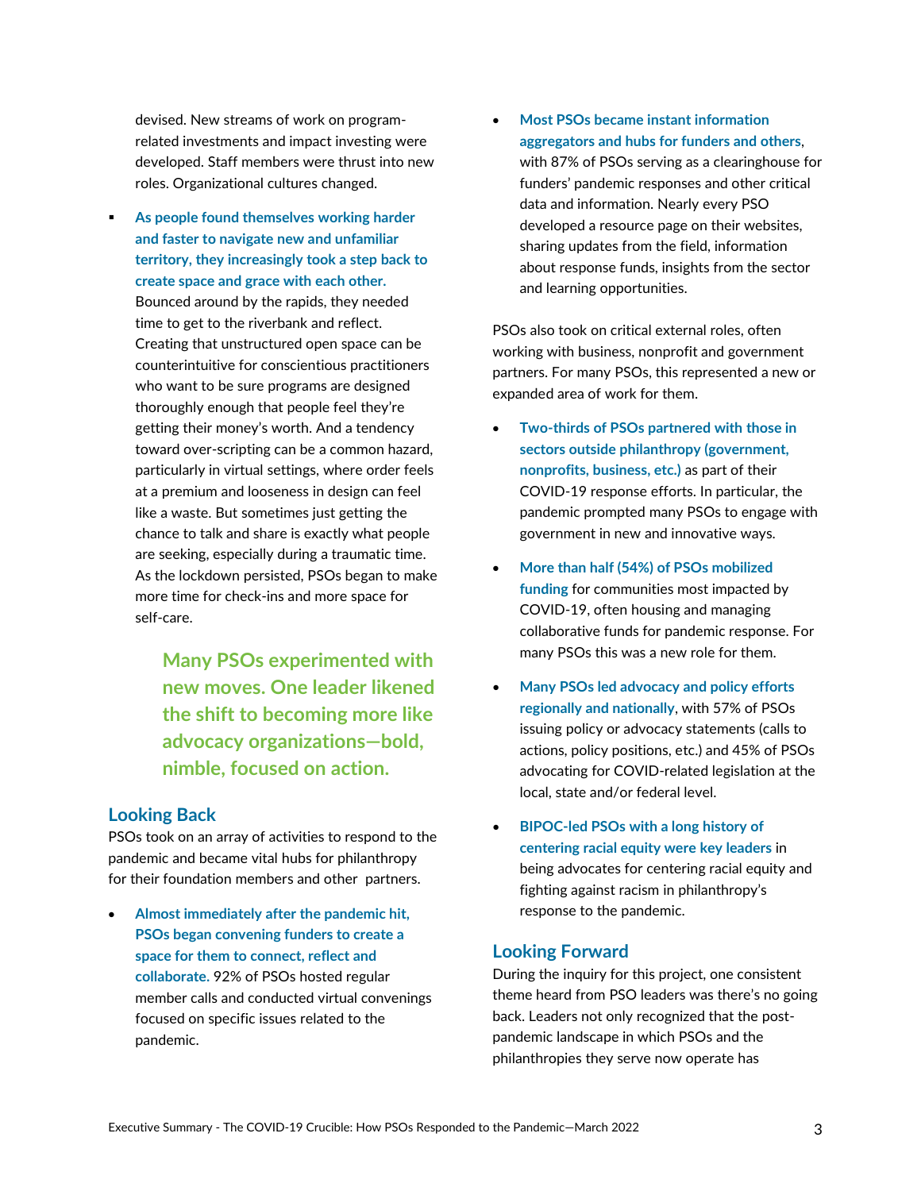devised. New streams of work on program-related investments and impact investing were developed. Staff members were thrust into new roles. Organizational cultures changed.

- **As people found themselves working harder and faster to navigate new and unfamiliar territory, they increasingly took a step back to create space and grace with each other.** Bounced around by the rapids, they needed time to get to the riverbank and reflect. Creating that unstructured open space can be counterintuitive for conscientious practitioners who want to be sure programs are designed thoroughly enough that people feel they're getting their money's worth. And a tendency toward over-scripting can be a common hazard, particularly in virtual settings, where order feels at a premium and looseness in design can feel like a waste. But sometimes just getting the chance to talk and share is exactly what people are seeking, especially during a traumatic time. As the lockdown persisted, PSOs began to make more time for check-ins and more space for self-care.

> **Many PSOs experimented with new moves. One leader likened the shift to becoming more like advocacy organizations—bold, nimble, focused on action.**

## Looking Back

PSOs took on an array of activities to respond to the pandemic and became vital hubs for philanthropy for their foundation members and other partners.

- **Almost immediately after the pandemic hit, PSOs began convening funders to create a space for them to connect, reflect and collaborate.** 92% of PSOs hosted regular member calls and conducted virtual convenings focused on specific issues related to the pandemic.
- **Most PSOs became instant information aggregators and hubs for funders and others**, with 87% of PSOs serving as a clearinghouse for funders' pandemic responses and other critical data and information. Nearly every PSO developed a resource page on their websites, sharing updates from the field, information about response funds, insights from the sector and learning opportunities.

PSOs also took on critical external roles, often working with business, nonprofit and government partners. For many PSOs, this represented a new or expanded area of work for them.

- **Two-thirds of PSOs partnered with those in sectors outside philanthropy (government, nonprofits, business, etc.)** as part of their COVID-19 response efforts. In particular, the pandemic prompted many PSOs to engage with government in new and innovative ways.
- **More than half (54%) of PSOs mobilized funding** for communities most impacted by COVID-19, often housing and managing collaborative funds for pandemic response. For many PSOs this was a new role for them.
- **Many PSOs led advocacy and policy efforts regionally and nationally**, with 57% of PSOs issuing policy or advocacy statements (calls to actions, policy positions, etc.) and 45% of PSOs advocating for COVID-related legislation at the local, state and/or federal level.
- **BIPOC-led PSOs with a long history of centering racial equity were key leaders** in being advocates for centering racial equity and fighting against racism in philanthropy's response to the pandemic.

## Looking Forward

During the inquiry for this project, one consistent theme heard from PSO leaders was there's no going back. Leaders not only recognized that the post-pandemic landscape in which PSOs and the philanthropies they serve now operate has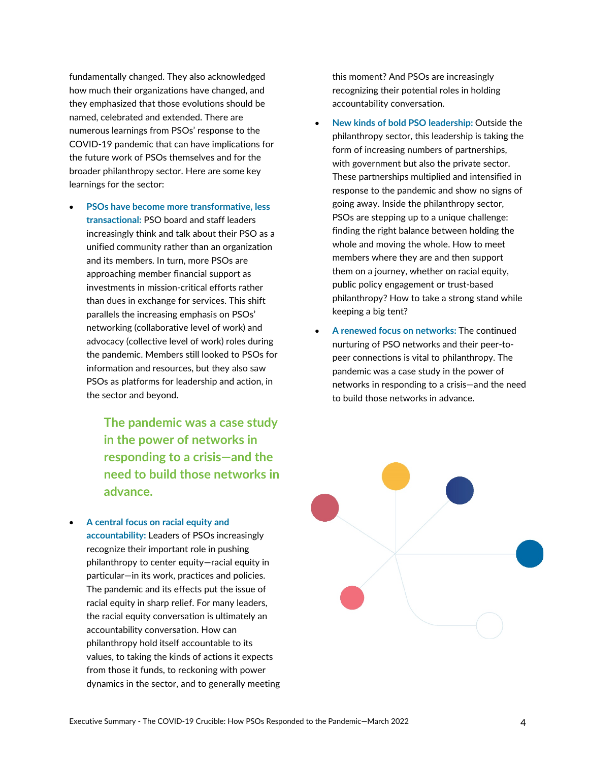fundamentally changed. They also acknowledged how much their organizations have changed, and they emphasized that those evolutions should be named, celebrated and extended. There are numerous learnings from PSOs' response to the COVID-19 pandemic that can have implications for the future work of PSOs themselves and for the broader philanthropy sector. Here are some key learnings for the sector:

- **PSOs have become more transformative, less transactional:** PSO board and staff leaders increasingly think and talk about their PSO as a unified community rather than an organization and its members. In turn, more PSOs are approaching member financial support as investments in mission-critical efforts rather than dues in exchange for services. This shift parallels the increasing emphasis on PSOs' networking (collaborative level of work) and advocacy (collective level of work) roles during the pandemic. Members still looked to PSOs for information and resources, but they also saw PSOs as platforms for leadership and action, in the sector and beyond.

> **The pandemic was a case study in the power of networks in responding to a crisis—and the need to build those networks in advance.**

- **A central focus on racial equity and accountability:** Leaders of PSOs increasingly recognize their important role in pushing philanthropy to center equity—racial equity in particular—in its work, practices and policies. The pandemic and its effects put the issue of racial equity in sharp relief. For many leaders, the racial equity conversation is ultimately an accountability conversation. How can philanthropy hold itself accountable to its values, to taking the kinds of actions it expects from those it funds, to reckoning with power dynamics in the sector, and to generally meeting this moment? And PSOs are increasingly recognizing their potential roles in holding accountability conversation.
- **New kinds of bold PSO leadership:** Outside the philanthropy sector, this leadership is taking the form of increasing numbers of partnerships, with government but also the private sector. These partnerships multiplied and intensified in response to the pandemic and show no signs of going away. Inside the philanthropy sector, PSOs are stepping up to a unique challenge: finding the right balance between holding the whole and moving the whole. How to meet members where they are and then support them on a journey, whether on racial equity, public policy engagement or trust-based philanthropy? How to take a strong stand while keeping a big tent?
- **A renewed focus on networks:** The continued nurturing of PSO networks and their peer-to-peer connections is vital to philanthropy. The pandemic was a case study in the power of networks in responding to a crisis—and the need to build those networks in advance.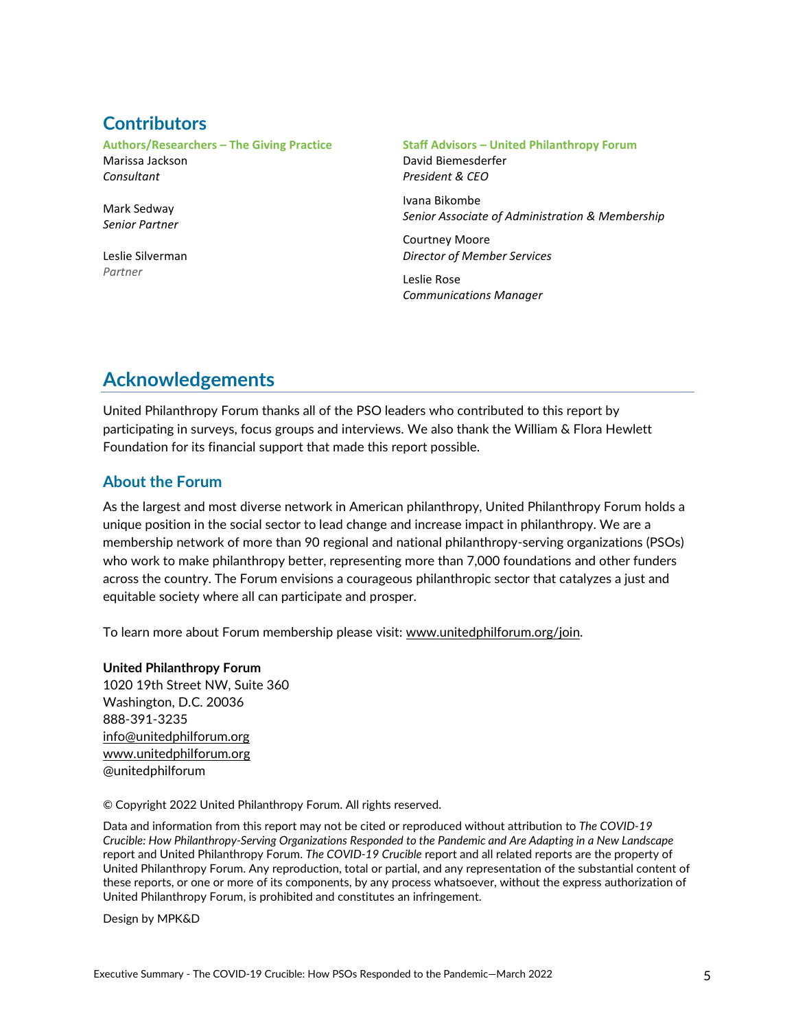## Contributors

**Authors/Researchers – The Giving Practice**

Marissa Jackson
*Consultant*

Mark Sedway
*Senior Partner*

Leslie Silverman
*Partner*

**Staff Advisors – United Philanthropy Forum**

David Biemesderfer
*President & CEO*

Ivana Bikombe
*Senior Associate of Administration & Membership*

Courtney Moore
*Director of Member Services*

Leslie Rose
*Communications Manager*

## Acknowledgements

United Philanthropy Forum thanks all of the PSO leaders who contributed to this report by participating in surveys, focus groups and interviews. We also thank the William & Flora Hewlett Foundation for its financial support that made this report possible.

### About the Forum

As the largest and most diverse network in American philanthropy, United Philanthropy Forum holds a unique position in the social sector to lead change and increase impact in philanthropy. We are a membership network of more than 90 regional and national philanthropy-serving organizations (PSOs) who work to make philanthropy better, representing more than 7,000 foundations and other funders across the country. The Forum envisions a courageous philanthropic sector that catalyzes a just and equitable society where all can participate and prosper.

To learn more about Forum membership please visit: www.unitedphilforum.org/join.

**United Philanthropy Forum**
1020 19th Street NW, Suite 360
Washington, D.C. 20036
888-391-3235
info@unitedphilforum.org
www.unitedphilforum.org
@unitedphilforum

© Copyright 2022 United Philanthropy Forum. All rights reserved.

Data and information from this report may not be cited or reproduced without attribution to *The COVID-19 Crucible: How Philanthropy-Serving Organizations Responded to the Pandemic and Are Adapting in a New Landscape* report and United Philanthropy Forum. *The COVID-19 Crucible* report and all related reports are the property of United Philanthropy Forum. Any reproduction, total or partial, and any representation of the substantial content of these reports, or one or more of its components, by any process whatsoever, without the express authorization of United Philanthropy Forum, is prohibited and constitutes an infringement.

Design by MPK&D